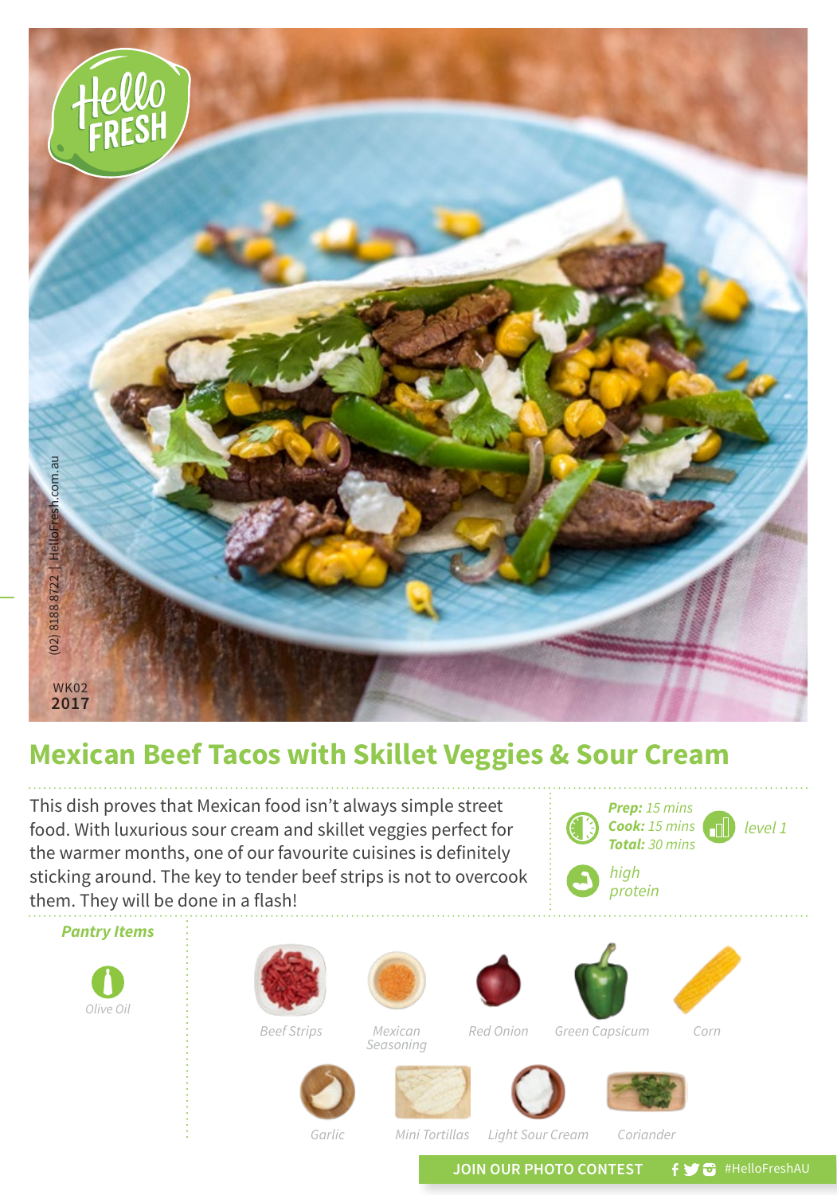WK02
2017

(02) 8188 8722 | HelloFresh.com.au

# Mexican Beef Tacos with Skillet Veggies & Sour Cream

This dish proves that Mexican food isn't always simple street food. With luxurious sour cream and skillet veggies perfect for the warmer months, one of our favourite cuisines is definitely sticking around. The key to tender beef strips is not to overcook them. They will be done in a flash!

***Prep:*** *15 mins*
***Cook:*** *15 mins*
***Total:*** *30 mins*

*level 1*

*high protein*

### *Pantry Items*

*Olive Oil*

*Beef Strips*

*Mexican Seasoning*

*Red Onion*

*Green Capsicum*

*Corn*

*Garlic*

*Mini Tortillas*

*Light Sour Cream*

*Coriander*

JOIN OUR PHOTO CONTEST #HelloFreshAU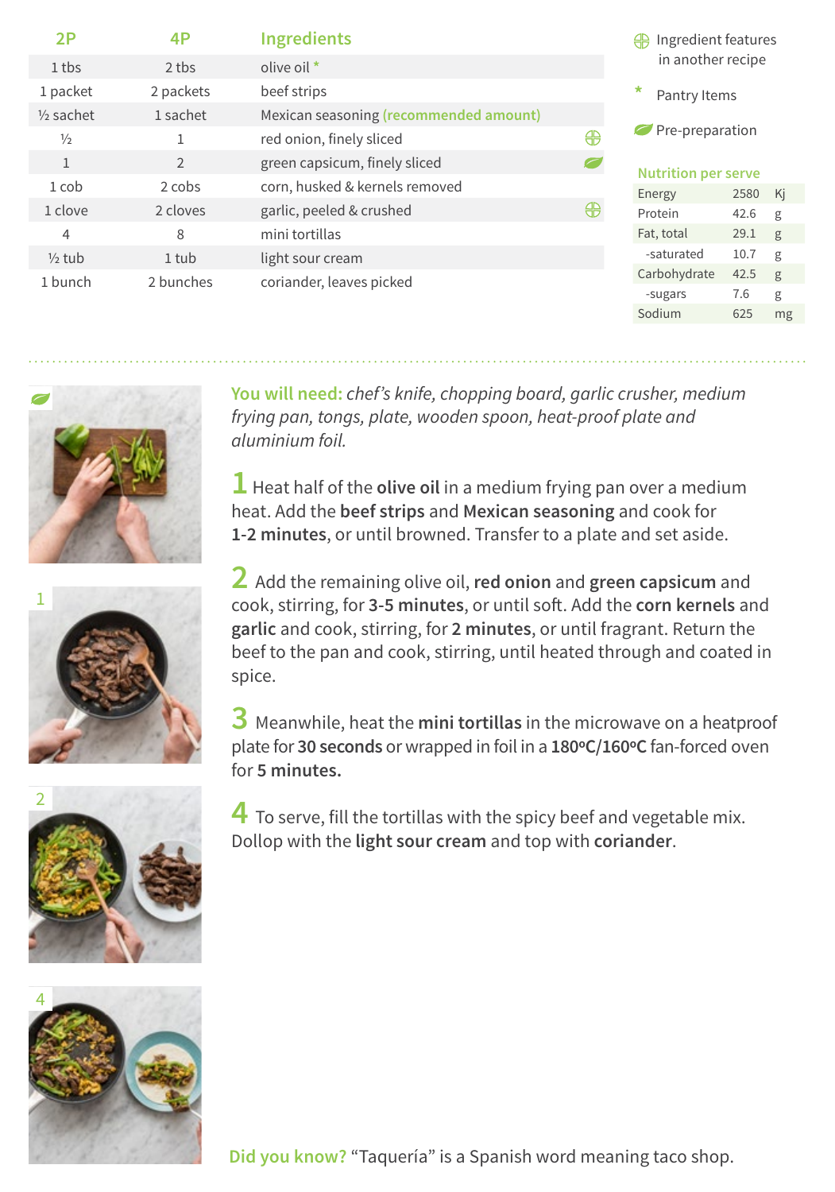| 2P | 4P | Ingredients | |
|---|---|---|---|
| 1 tbs | 2 tbs | olive oil * | |
| 1 packet | 2 packets | beef strips | |
| ½ sachet | 1 sachet | Mexican seasoning (recommended amount) | |
| ½ | 1 | red onion, finely sliced | ⊕ |
| 1 | 2 | green capsicum, finely sliced | Pre-preparation |
| 1 cob | 2 cobs | corn, husked & kernels removed | |
| 1 clove | 2 cloves | garlic, peeled & crushed | ⊕ |
| 4 | 8 | mini tortillas | |
| ½ tub | 1 tub | light sour cream | |
| 1 bunch | 2 bunches | coriander, leaves picked | |

⊕ Ingredient features in another recipe

\* Pantry Items

Pre-preparation

**Nutrition per serve**

| | | |
|---|---|---|
| Energy | 2580 | Kj |
| Protein | 42.6 | g |
| Fat, total | 29.1 | g |
| -saturated | 10.7 | g |
| Carbohydrate | 42.5 | g |
| -sugars | 7.6 | g |
| Sodium | 625 | mg |

**You will need:** *chef's knife, chopping board, garlic crusher, medium frying pan, tongs, plate, wooden spoon, heat-proof plate and aluminium foil.*

**1** Heat half of the **olive oil** in a medium frying pan over a medium heat. Add the **beef strips** and **Mexican seasoning** and cook for **1-2 minutes**, or until browned. Transfer to a plate and set aside.

**2** Add the remaining olive oil, **red onion** and **green capsicum** and cook, stirring, for **3-5 minutes**, or until soft. Add the **corn kernels** and **garlic** and cook, stirring, for **2 minutes**, or until fragrant. Return the beef to the pan and cook, stirring, until heated through and coated in spice.

**3** Meanwhile, heat the **mini tortillas** in the microwave on a heatproof plate for **30 seconds** or wrapped in foil in a **180ºC/160ºC** fan-forced oven for **5 minutes.**

**4** To serve, fill the tortillas with the spicy beef and vegetable mix. Dollop with the **light sour cream** and top with **coriander**.

**Did you know?** "Taquería" is a Spanish word meaning taco shop.